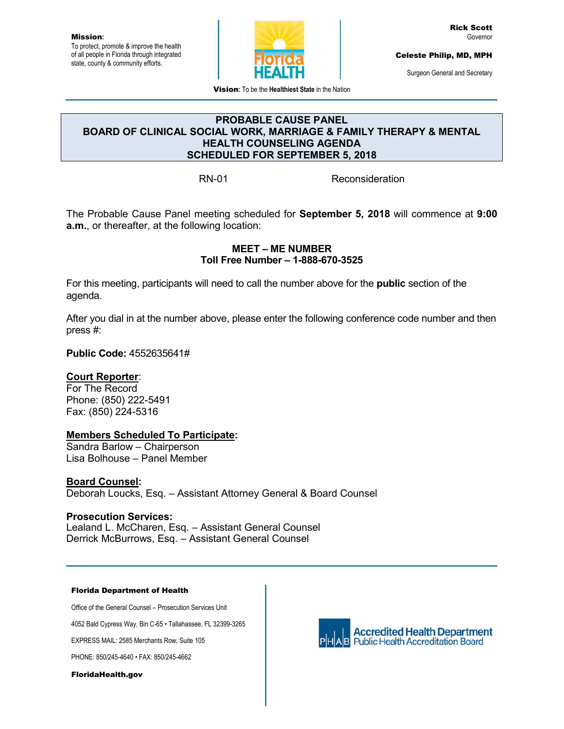**Mission**:
To protect, promote & improve the health of all people in Florida through integrated state, county & community efforts.

Florida HEALTH

**Rick Scott**
Governor

**Celeste Philip, MD, MPH**
Surgeon General and Secretary

**Vision:** To be the **Healthiest State** in the Nation

## PROBABLE CAUSE PANEL
## BOARD OF CLINICAL SOCIAL WORK, MARRIAGE & FAMILY THERAPY & MENTAL HEALTH COUNSELING AGENDA
## SCHEDULED FOR SEPTEMBER 5, 2018

RN-01 Reconsideration

The Probable Cause Panel meeting scheduled for **September 5, 2018** will commence at **9:00 a.m.**, or thereafter, at the following location:

**MEET – ME NUMBER**
**Toll Free Number – 1-888-670-3525**

For this meeting, participants will need to call the number above for the **public** section of the agenda.

After you dial in at the number above, please enter the following conference code number and then press #:

**Public Code:** 4552635641#

**Court Reporter**:
For The Record
Phone: (850) 222-5491
Fax: (850) 224-5316

**Members Scheduled To Participate:**
Sandra Barlow – Chairperson
Lisa Bolhouse – Panel Member

**Board Counsel:**
Deborah Loucks, Esq. – Assistant Attorney General & Board Counsel

**Prosecution Services:**
Lealand L. McCharen, Esq. – Assistant General Counsel
Derrick McBurrows, Esq. – Assistant General Counsel

**Florida Department of Health**
Office of the General Counsel – Prosecution Services Unit
4052 Bald Cypress Way, Bin C-65 • Tallahassee, FL 32399-3265
EXPRESS MAIL: 2585 Merchants Row, Suite 105
PHONE: 850/245-4640 • FAX: 850/245-4662
**FloridaHealth.gov**

PHAB Accredited Health Department
Public Health Accreditation Board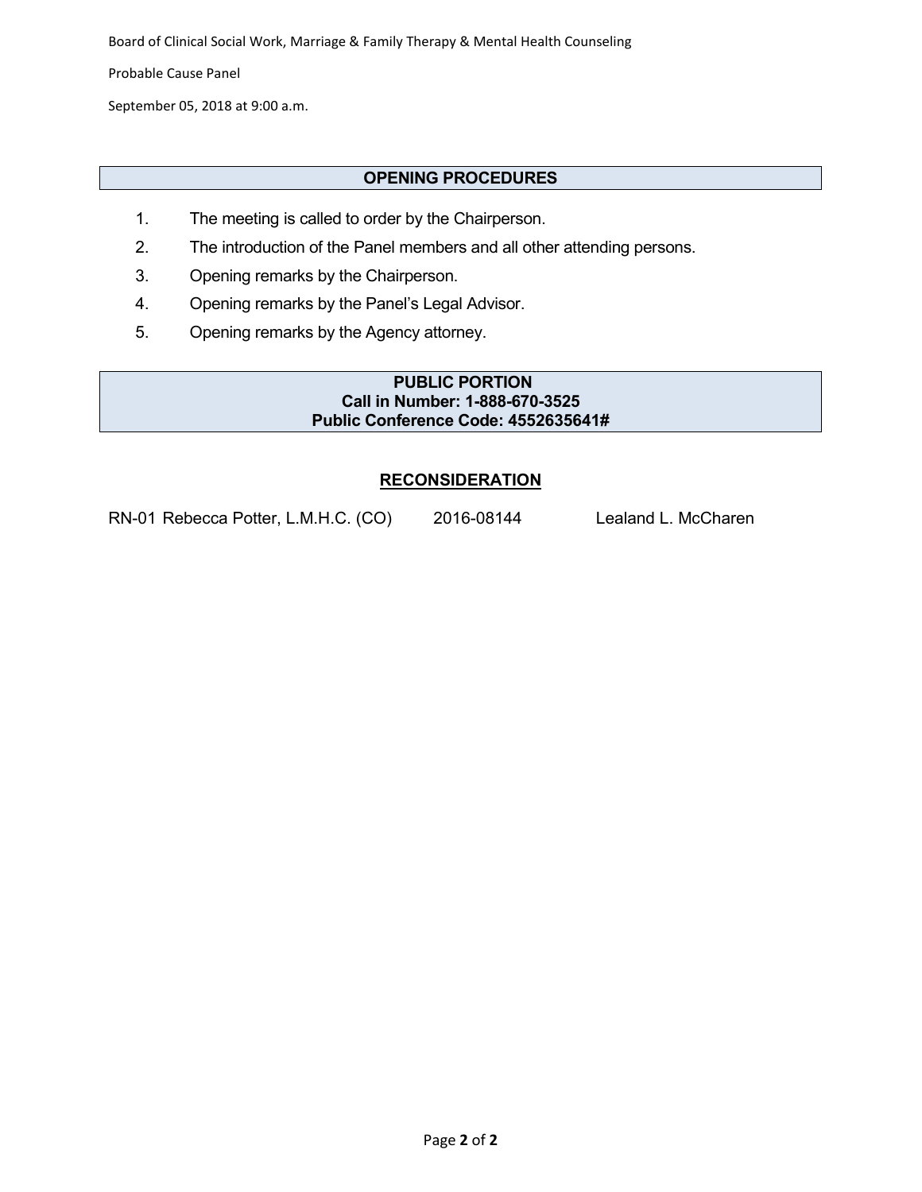Board of Clinical Social Work, Marriage & Family Therapy & Mental Health Counseling

Probable Cause Panel

September 05, 2018 at 9:00 a.m.

## OPENING PROCEDURES

1. The meeting is called to order by the Chairperson.
2. The introduction of the Panel members and all other attending persons.
3. Opening remarks by the Chairperson.
4. Opening remarks by the Panel's Legal Advisor.
5. Opening remarks by the Agency attorney.

## PUBLIC PORTION

**Call in Number: 1-888-670-3525**

**Public Conference Code: 4552635641#**

### RECONSIDERATION

RN-01 Rebecca Potter, L.M.H.C. (CO) 2016-08144 Lealand L. McCharen